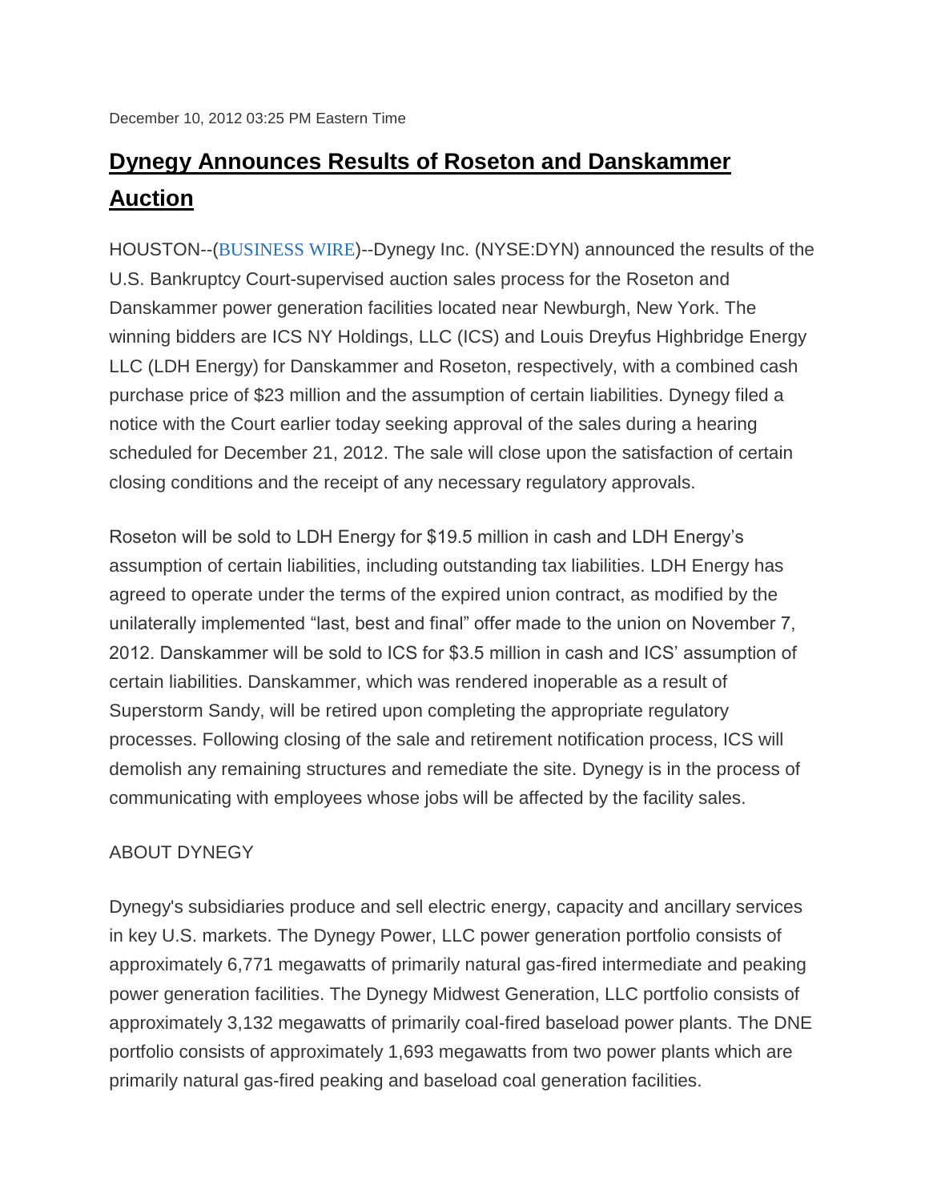December 10, 2012 03:25 PM Eastern Time

# Dynegy Announces Results of Roseton and Danskammer Auction

HOUSTON--(BUSINESS WIRE)--Dynegy Inc. (NYSE:DYN) announced the results of the U.S. Bankruptcy Court-supervised auction sales process for the Roseton and Danskammer power generation facilities located near Newburgh, New York. The winning bidders are ICS NY Holdings, LLC (ICS) and Louis Dreyfus Highbridge Energy LLC (LDH Energy) for Danskammer and Roseton, respectively, with a combined cash purchase price of $23 million and the assumption of certain liabilities. Dynegy filed a notice with the Court earlier today seeking approval of the sales during a hearing scheduled for December 21, 2012. The sale will close upon the satisfaction of certain closing conditions and the receipt of any necessary regulatory approvals.

Roseton will be sold to LDH Energy for $19.5 million in cash and LDH Energy's assumption of certain liabilities, including outstanding tax liabilities. LDH Energy has agreed to operate under the terms of the expired union contract, as modified by the unilaterally implemented "last, best and final" offer made to the union on November 7, 2012. Danskammer will be sold to ICS for $3.5 million in cash and ICS' assumption of certain liabilities. Danskammer, which was rendered inoperable as a result of Superstorm Sandy, will be retired upon completing the appropriate regulatory processes. Following closing of the sale and retirement notification process, ICS will demolish any remaining structures and remediate the site. Dynegy is in the process of communicating with employees whose jobs will be affected by the facility sales.

ABOUT DYNEGY

Dynegy's subsidiaries produce and sell electric energy, capacity and ancillary services in key U.S. markets. The Dynegy Power, LLC power generation portfolio consists of approximately 6,771 megawatts of primarily natural gas-fired intermediate and peaking power generation facilities. The Dynegy Midwest Generation, LLC portfolio consists of approximately 3,132 megawatts of primarily coal-fired baseload power plants. The DNE portfolio consists of approximately 1,693 megawatts from two power plants which are primarily natural gas-fired peaking and baseload coal generation facilities.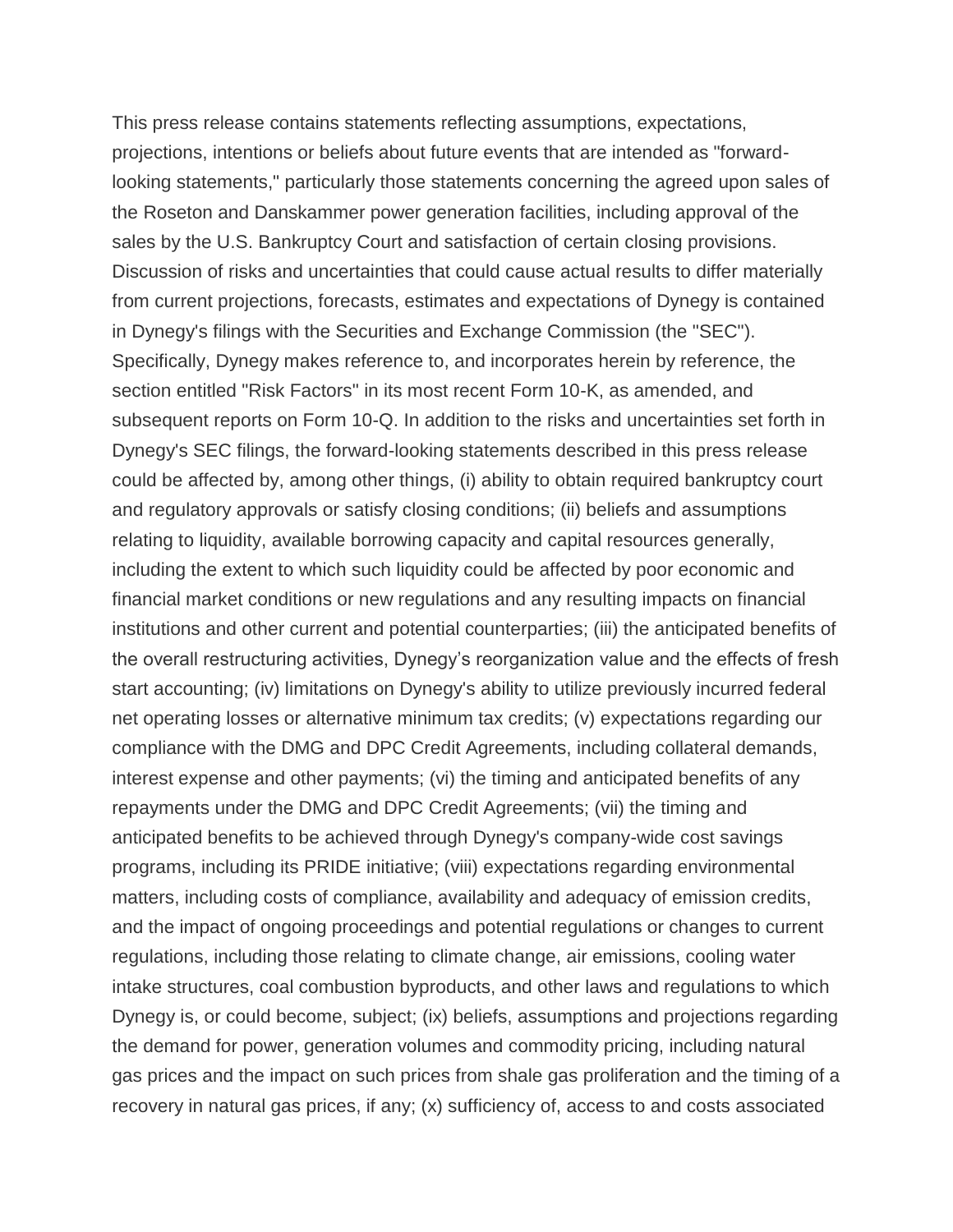This press release contains statements reflecting assumptions, expectations, projections, intentions or beliefs about future events that are intended as "forward-looking statements," particularly those statements concerning the agreed upon sales of the Roseton and Danskammer power generation facilities, including approval of the sales by the U.S. Bankruptcy Court and satisfaction of certain closing provisions. Discussion of risks and uncertainties that could cause actual results to differ materially from current projections, forecasts, estimates and expectations of Dynegy is contained in Dynegy's filings with the Securities and Exchange Commission (the "SEC"). Specifically, Dynegy makes reference to, and incorporates herein by reference, the section entitled "Risk Factors" in its most recent Form 10-K, as amended, and subsequent reports on Form 10-Q. In addition to the risks and uncertainties set forth in Dynegy's SEC filings, the forward-looking statements described in this press release could be affected by, among other things, (i) ability to obtain required bankruptcy court and regulatory approvals or satisfy closing conditions; (ii) beliefs and assumptions relating to liquidity, available borrowing capacity and capital resources generally, including the extent to which such liquidity could be affected by poor economic and financial market conditions or new regulations and any resulting impacts on financial institutions and other current and potential counterparties; (iii) the anticipated benefits of the overall restructuring activities, Dynegy's reorganization value and the effects of fresh start accounting; (iv) limitations on Dynegy's ability to utilize previously incurred federal net operating losses or alternative minimum tax credits; (v) expectations regarding our compliance with the DMG and DPC Credit Agreements, including collateral demands, interest expense and other payments; (vi) the timing and anticipated benefits of any repayments under the DMG and DPC Credit Agreements; (vii) the timing and anticipated benefits to be achieved through Dynegy's company-wide cost savings programs, including its PRIDE initiative; (viii) expectations regarding environmental matters, including costs of compliance, availability and adequacy of emission credits, and the impact of ongoing proceedings and potential regulations or changes to current regulations, including those relating to climate change, air emissions, cooling water intake structures, coal combustion byproducts, and other laws and regulations to which Dynegy is, or could become, subject; (ix) beliefs, assumptions and projections regarding the demand for power, generation volumes and commodity pricing, including natural gas prices and the impact on such prices from shale gas proliferation and the timing of a recovery in natural gas prices, if any; (x) sufficiency of, access to and costs associated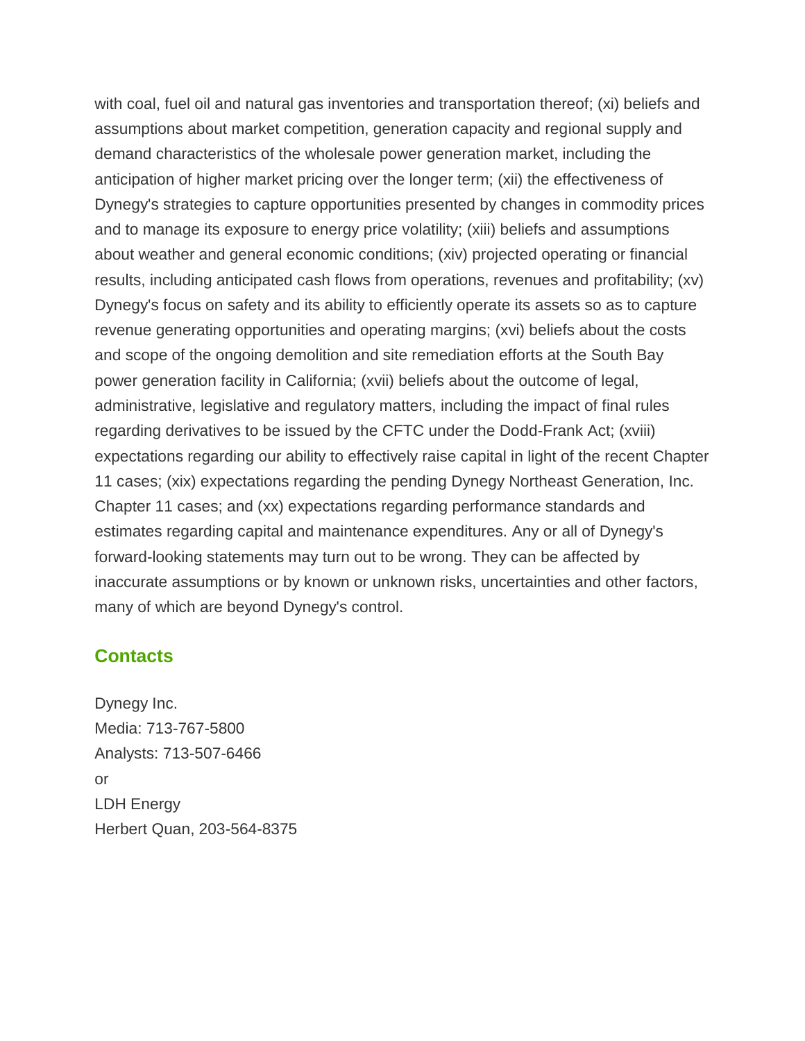with coal, fuel oil and natural gas inventories and transportation thereof; (xi) beliefs and assumptions about market competition, generation capacity and regional supply and demand characteristics of the wholesale power generation market, including the anticipation of higher market pricing over the longer term; (xii) the effectiveness of Dynegy's strategies to capture opportunities presented by changes in commodity prices and to manage its exposure to energy price volatility; (xiii) beliefs and assumptions about weather and general economic conditions; (xiv) projected operating or financial results, including anticipated cash flows from operations, revenues and profitability; (xv) Dynegy's focus on safety and its ability to efficiently operate its assets so as to capture revenue generating opportunities and operating margins; (xvi) beliefs about the costs and scope of the ongoing demolition and site remediation efforts at the South Bay power generation facility in California; (xvii) beliefs about the outcome of legal, administrative, legislative and regulatory matters, including the impact of final rules regarding derivatives to be issued by the CFTC under the Dodd-Frank Act; (xviii) expectations regarding our ability to effectively raise capital in light of the recent Chapter 11 cases; (xix) expectations regarding the pending Dynegy Northeast Generation, Inc. Chapter 11 cases; and (xx) expectations regarding performance standards and estimates regarding capital and maintenance expenditures. Any or all of Dynegy's forward-looking statements may turn out to be wrong. They can be affected by inaccurate assumptions or by known or unknown risks, uncertainties and other factors, many of which are beyond Dynegy's control.

## Contacts

Dynegy Inc.
Media: 713-767-5800
Analysts: 713-507-6466
or
LDH Energy
Herbert Quan, 203-564-8375